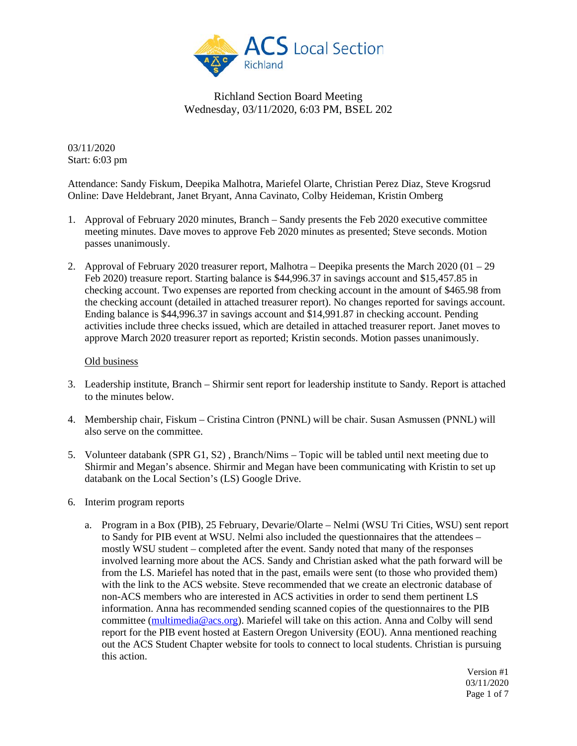# Richland Section Board Meeting
Wednesday, 03/11/2020, 6:03 PM, BSEL 202

03/11/2020
Start: 6:03 pm

Attendance: Sandy Fiskum, Deepika Malhotra, Mariefel Olarte, Christian Perez Diaz, Steve Krogsrud
Online: Dave Heldebrant, Janet Bryant, Anna Cavinato, Colby Heideman, Kristin Omberg

1. Approval of February 2020 minutes, Branch – Sandy presents the Feb 2020 executive committee meeting minutes. Dave moves to approve Feb 2020 minutes as presented; Steve seconds. Motion passes unanimously.

2. Approval of February 2020 treasurer report, Malhotra – Deepika presents the March 2020 (01 – 29 Feb 2020) treasure report. Starting balance is $44,996.37 in savings account and $15,457.85 in checking account. Two expenses are reported from checking account in the amount of $465.98 from the checking account (detailed in attached treasurer report). No changes reported for savings account. Ending balance is $44,996.37 in savings account and $14,991.87 in checking account. Pending activities include three checks issued, which are detailed in attached treasurer report. Janet moves to approve March 2020 treasurer report as reported; Kristin seconds. Motion passes unanimously.

   Old business

3. Leadership institute, Branch – Shirmir sent report for leadership institute to Sandy. Report is attached to the minutes below.

4. Membership chair, Fiskum – Cristina Cintron (PNNL) will be chair. Susan Asmussen (PNNL) will also serve on the committee.

5. Volunteer databank (SPR G1, S2) , Branch/Nims – Topic will be tabled until next meeting due to Shirmir and Megan's absence. Shirmir and Megan have been communicating with Kristin to set up databank on the Local Section's (LS) Google Drive.

6. Interim program reports

   a. Program in a Box (PIB), 25 February, Devarie/Olarte – Nelmi (WSU Tri Cities, WSU) sent report to Sandy for PIB event at WSU. Nelmi also included the questionnaires that the attendees – mostly WSU student – completed after the event. Sandy noted that many of the responses involved learning more about the ACS. Sandy and Christian asked what the path forward will be from the LS. Mariefel has noted that in the past, emails were sent (to those who provided them) with the link to the ACS website. Steve recommended that we create an electronic database of non-ACS members who are interested in ACS activities in order to send them pertinent LS information. Anna has recommended sending scanned copies of the questionnaires to the PIB committee (multimedia@acs.org). Mariefel will take on this action. Anna and Colby will send report for the PIB event hosted at Eastern Oregon University (EOU). Anna mentioned reaching out the ACS Student Chapter website for tools to connect to local students. Christian is pursuing this action.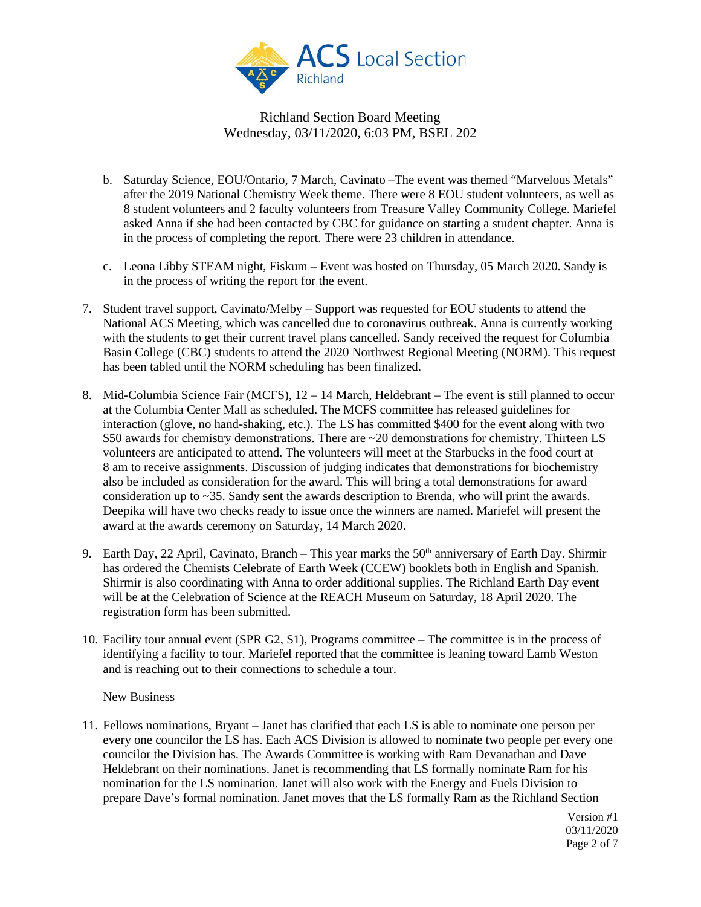Richland Section Board Meeting
Wednesday, 03/11/2020, 6:03 PM, BSEL 202

b. Saturday Science, EOU/Ontario, 7 March, Cavinato –The event was themed "Marvelous Metals" after the 2019 National Chemistry Week theme. There were 8 EOU student volunteers, as well as 8 student volunteers and 2 faculty volunteers from Treasure Valley Community College. Mariefel asked Anna if she had been contacted by CBC for guidance on starting a student chapter. Anna is in the process of completing the report. There were 23 children in attendance.

c. Leona Libby STEAM night, Fiskum – Event was hosted on Thursday, 05 March 2020. Sandy is in the process of writing the report for the event.

7. Student travel support, Cavinato/Melby – Support was requested for EOU students to attend the National ACS Meeting, which was cancelled due to coronavirus outbreak. Anna is currently working with the students to get their current travel plans cancelled. Sandy received the request for Columbia Basin College (CBC) students to attend the 2020 Northwest Regional Meeting (NORM). This request has been tabled until the NORM scheduling has been finalized.

8. Mid-Columbia Science Fair (MCFS), 12 – 14 March, Heldebrant – The event is still planned to occur at the Columbia Center Mall as scheduled. The MCFS committee has released guidelines for interaction (glove, no hand-shaking, etc.). The LS has committed $400 for the event along with two $50 awards for chemistry demonstrations. There are ~20 demonstrations for chemistry. Thirteen LS volunteers are anticipated to attend. The volunteers will meet at the Starbucks in the food court at 8 am to receive assignments. Discussion of judging indicates that demonstrations for biochemistry also be included as consideration for the award. This will bring a total demonstrations for award consideration up to ~35. Sandy sent the awards description to Brenda, who will print the awards. Deepika will have two checks ready to issue once the winners are named. Mariefel will present the award at the awards ceremony on Saturday, 14 March 2020.

9. Earth Day, 22 April, Cavinato, Branch – This year marks the 50th anniversary of Earth Day. Shirmir has ordered the Chemists Celebrate of Earth Week (CCEW) booklets both in English and Spanish. Shirmir is also coordinating with Anna to order additional supplies. The Richland Earth Day event will be at the Celebration of Science at the REACH Museum on Saturday, 18 April 2020. The registration form has been submitted.

10. Facility tour annual event (SPR G2, S1), Programs committee – The committee is in the process of identifying a facility to tour. Mariefel reported that the committee is leaning toward Lamb Weston and is reaching out to their connections to schedule a tour.

New Business

11. Fellows nominations, Bryant – Janet has clarified that each LS is able to nominate one person per every one councilor the LS has. Each ACS Division is allowed to nominate two people per every one councilor the Division has. The Awards Committee is working with Ram Devanathan and Dave Heldebrant on their nominations. Janet is recommending that LS formally nominate Ram for his nomination for the LS nomination. Janet will also work with the Energy and Fuels Division to prepare Dave's formal nomination. Janet moves that the LS formally Ram as the Richland Section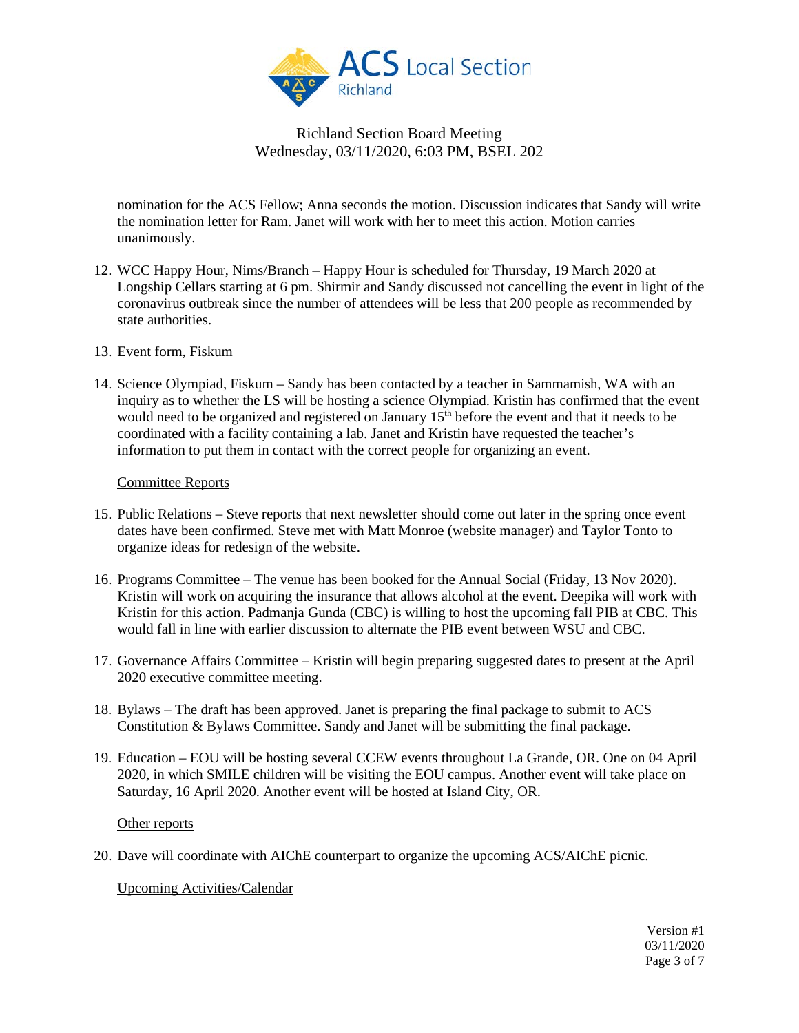nomination for the ACS Fellow; Anna seconds the motion. Discussion indicates that Sandy will write the nomination letter for Ram. Janet will work with her to meet this action. Motion carries unanimously.

12. WCC Happy Hour, Nims/Branch – Happy Hour is scheduled for Thursday, 19 March 2020 at Longship Cellars starting at 6 pm. Shirmir and Sandy discussed not cancelling the event in light of the coronavirus outbreak since the number of attendees will be less that 200 people as recommended by state authorities.

13. Event form, Fiskum

14. Science Olympiad, Fiskum – Sandy has been contacted by a teacher in Sammamish, WA with an inquiry as to whether the LS will be hosting a science Olympiad. Kristin has confirmed that the event would need to be organized and registered on January 15th before the event and that it needs to be coordinated with a facility containing a lab. Janet and Kristin have requested the teacher's information to put them in contact with the correct people for organizing an event.

<u>Committee Reports</u>

15. Public Relations – Steve reports that next newsletter should come out later in the spring once event dates have been confirmed. Steve met with Matt Monroe (website manager) and Taylor Tonto to organize ideas for redesign of the website.

16. Programs Committee – The venue has been booked for the Annual Social (Friday, 13 Nov 2020). Kristin will work on acquiring the insurance that allows alcohol at the event. Deepika will work with Kristin for this action. Padmanja Gunda (CBC) is willing to host the upcoming fall PIB at CBC. This would fall in line with earlier discussion to alternate the PIB event between WSU and CBC.

17. Governance Affairs Committee – Kristin will begin preparing suggested dates to present at the April 2020 executive committee meeting.

18. Bylaws – The draft has been approved. Janet is preparing the final package to submit to ACS Constitution & Bylaws Committee. Sandy and Janet will be submitting the final package.

19. Education – EOU will be hosting several CCEW events throughout La Grande, OR. One on 04 April 2020, in which SMILE children will be visiting the EOU campus. Another event will take place on Saturday, 16 April 2020. Another event will be hosted at Island City, OR.

<u>Other reports</u>

20. Dave will coordinate with AIChE counterpart to organize the upcoming ACS/AIChE picnic.

<u>Upcoming Activities/Calendar</u>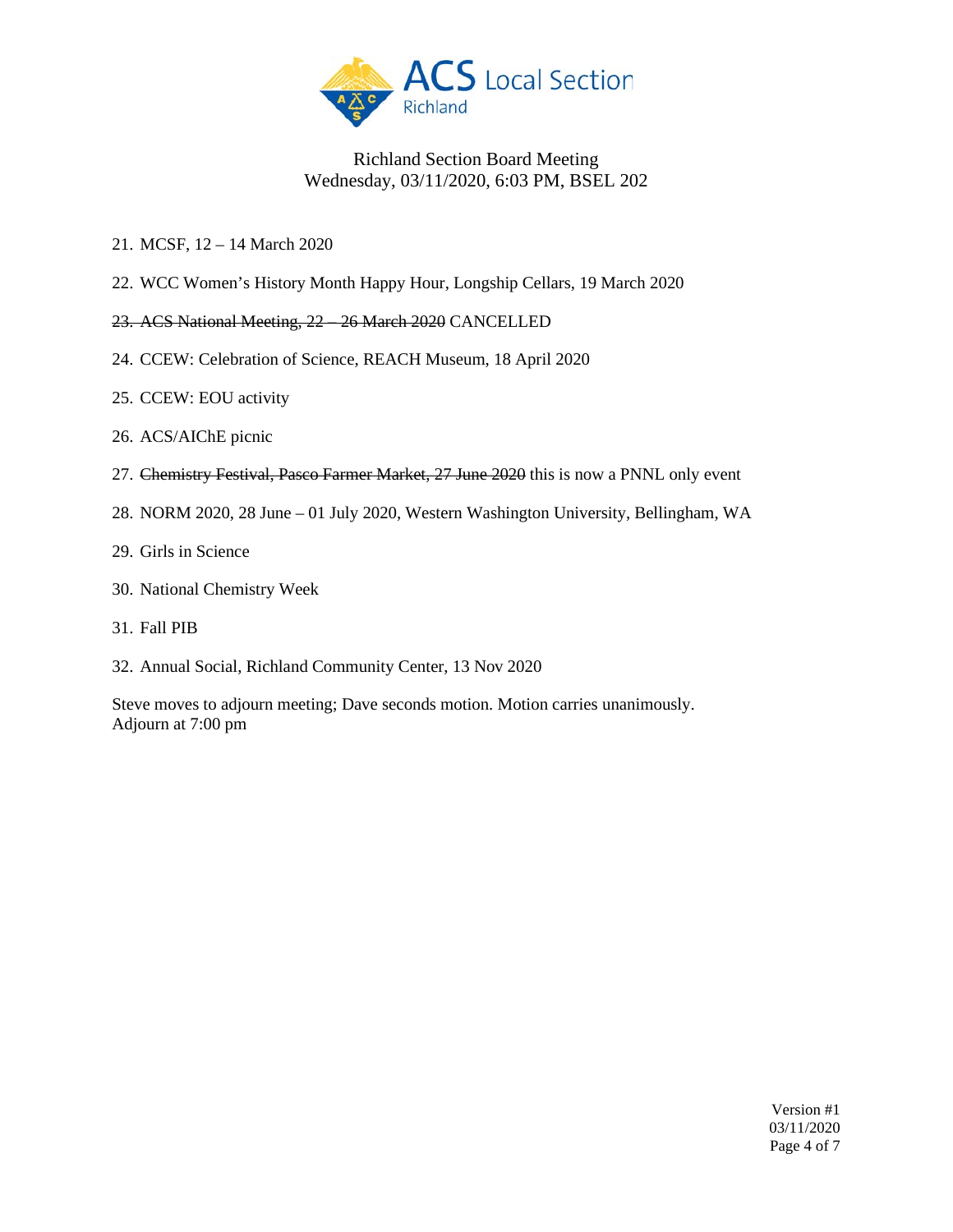Richland Section Board Meeting
Wednesday, 03/11/2020, 6:03 PM, BSEL 202

21. MCSF, 12 – 14 March 2020
22. WCC Women's History Month Happy Hour, Longship Cellars, 19 March 2020
23. ~~ACS National Meeting, 22 – 26 March 2020~~ CANCELLED
24. CCEW: Celebration of Science, REACH Museum, 18 April 2020
25. CCEW: EOU activity
26. ACS/AIChE picnic
27. ~~Chemistry Festival, Pasco Farmer Market, 27 June 2020~~ this is now a PNNL only event
28. NORM 2020, 28 June – 01 July 2020, Western Washington University, Bellingham, WA
29. Girls in Science
30. National Chemistry Week
31. Fall PIB
32. Annual Social, Richland Community Center, 13 Nov 2020

Steve moves to adjourn meeting; Dave seconds motion. Motion carries unanimously.
Adjourn at 7:00 pm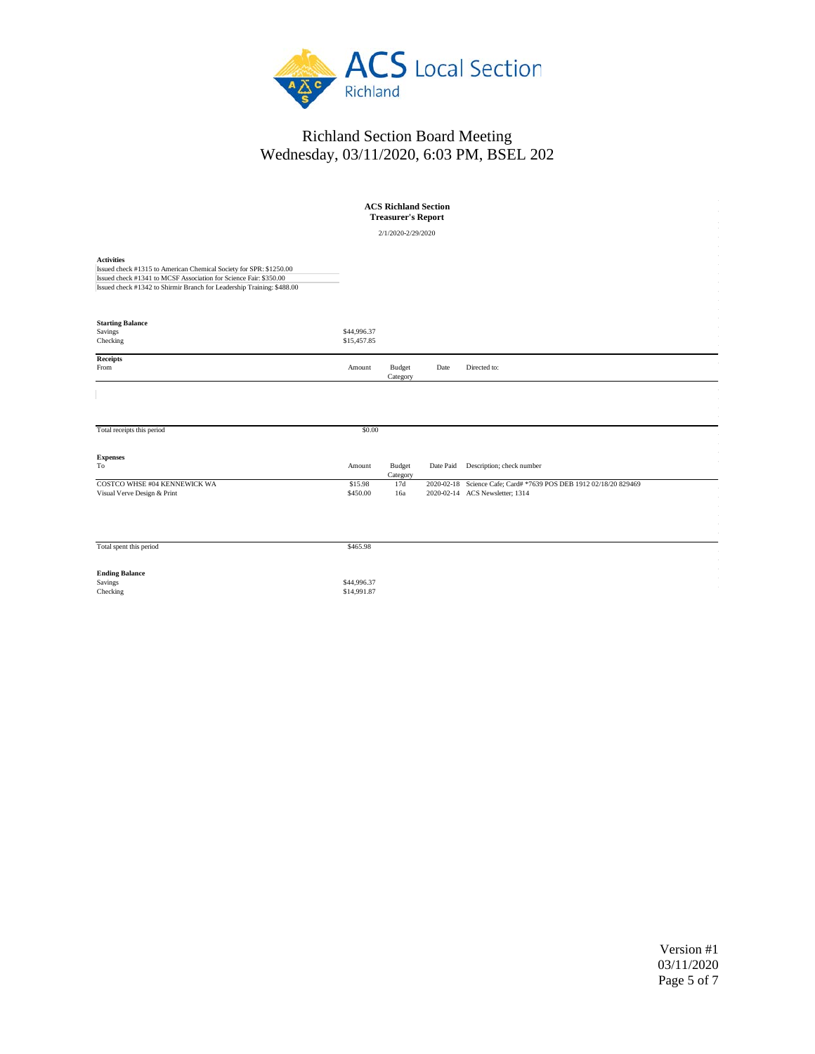# Richland Section Board Meeting

Wednesday, 03/11/2020, 6:03 PM, BSEL 202

**ACS Richland Section**
**Treasurer's Report**

2/1/2020-2/29/2020

**Activities**

Issued check #1315 to American Chemical Society for SPR: $1250.00
Issued check #1341 to MCSF Association for Science Fair: $350.00
Issued check #1342 to Shirmir Branch for Leadership Training: $488.00

**Starting Balance**

| | |
|---|---|
| Savings | $44,996.37 |
| Checking | $15,457.85 |

**Receipts**

| From | Amount | Budget Category | Date | Directed to: |
|---|---|---|---|---|
| Total receipts this period | $0.00 | | | |

**Expenses**

| To | Amount | Budget Category | Date Paid | Description; check number |
|---|---|---|---|---|
| COSTCO WHSE #04 KENNEWICK WA | $15.98 | 17d | 2020-02-18 | Science Cafe; Card# *7639 POS DEB 1912 02/18/20 829469 |
| Visual Verve Design & Print | $450.00 | 16a | 2020-02-14 | ACS Newsletter; 1314 |
| Total spent this period | $465.98 | | | |

**Ending Balance**

| | |
|---|---|
| Savings | $44,996.37 |
| Checking | $14,991.87 |

Version #1
03/11/2020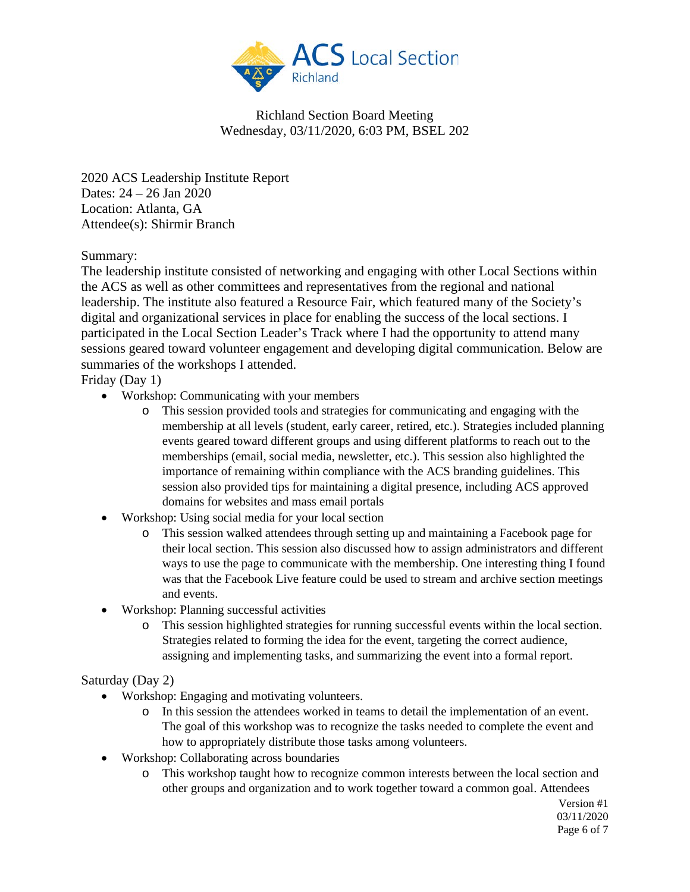Richland Section Board Meeting
Wednesday, 03/11/2020, 6:03 PM, BSEL 202

2020 ACS Leadership Institute Report
Dates: 24 – 26 Jan 2020
Location: Atlanta, GA
Attendee(s): Shirmir Branch

Summary:
The leadership institute consisted of networking and engaging with other Local Sections within the ACS as well as other committees and representatives from the regional and national leadership. The institute also featured a Resource Fair, which featured many of the Society's digital and organizational services in place for enabling the success of the local sections. I participated in the Local Section Leader's Track where I had the opportunity to attend many sessions geared toward volunteer engagement and developing digital communication. Below are summaries of the workshops I attended.

Friday (Day 1)

- Workshop: Communicating with your members
  - This session provided tools and strategies for communicating and engaging with the membership at all levels (student, early career, retired, etc.). Strategies included planning events geared toward different groups and using different platforms to reach out to the memberships (email, social media, newsletter, etc.). This session also highlighted the importance of remaining within compliance with the ACS branding guidelines. This session also provided tips for maintaining a digital presence, including ACS approved domains for websites and mass email portals
- Workshop: Using social media for your local section
  - This session walked attendees through setting up and maintaining a Facebook page for their local section. This session also discussed how to assign administrators and different ways to use the page to communicate with the membership. One interesting thing I found was that the Facebook Live feature could be used to stream and archive section meetings and events.
- Workshop: Planning successful activities
  - This session highlighted strategies for running successful events within the local section. Strategies related to forming the idea for the event, targeting the correct audience, assigning and implementing tasks, and summarizing the event into a formal report.

Saturday (Day 2)

- Workshop: Engaging and motivating volunteers.
  - In this session the attendees worked in teams to detail the implementation of an event. The goal of this workshop was to recognize the tasks needed to complete the event and how to appropriately distribute those tasks among volunteers.
- Workshop: Collaborating across boundaries
  - This workshop taught how to recognize common interests between the local section and other groups and organization and to work together toward a common goal. Attendees

Version #1
03/11/2020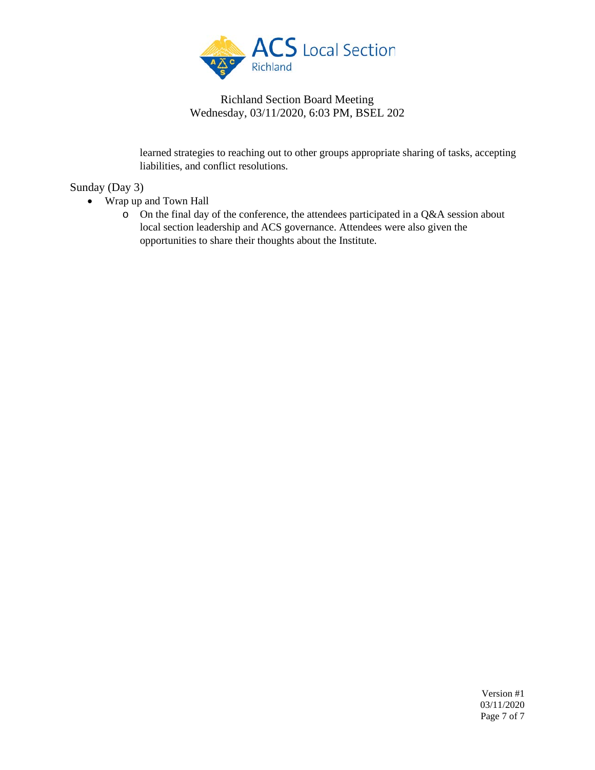learned strategies to reaching out to other groups appropriate sharing of tasks, accepting liabilities, and conflict resolutions.

Sunday (Day 3)

- Wrap up and Town Hall
    - On the final day of the conference, the attendees participated in a Q&A session about local section leadership and ACS governance. Attendees were also given the opportunities to share their thoughts about the Institute.